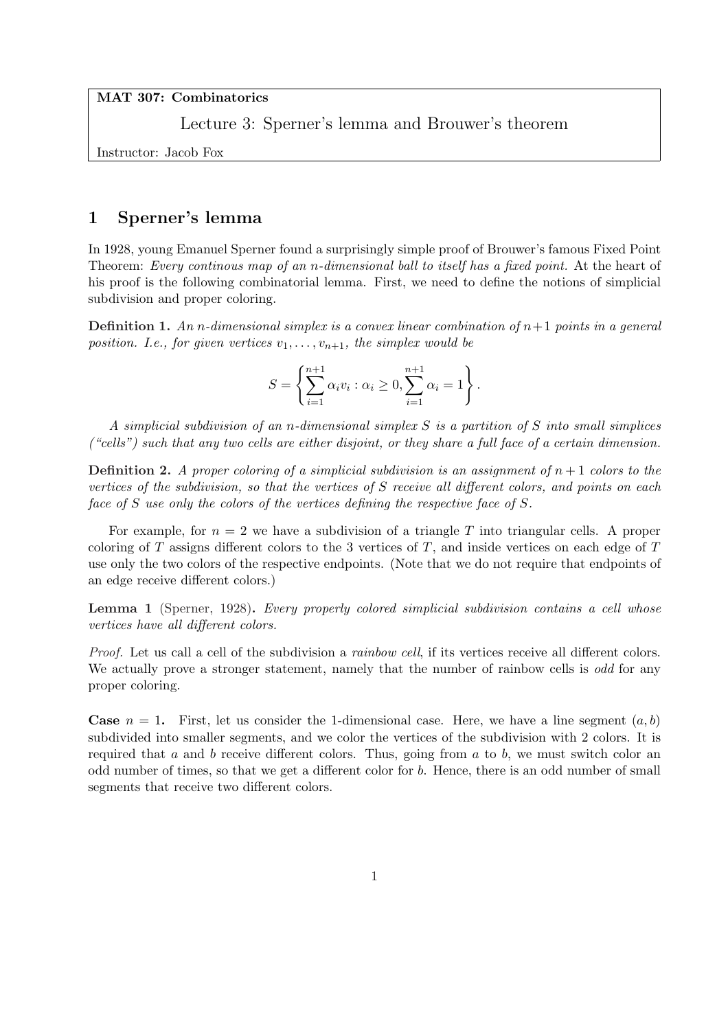**MAT 307: Combinatorics**

Lecture 3: Sperner's lemma and Brouwer's theorem

Instructor: Jacob Fox

## 1 Sperner's lemma

In 1928, young Emanuel Sperner found a surprisingly simple proof of Brouwer's famous Fixed Point Theorem: *Every continous map of an n-dimensional ball to itself has a fixed point.* At the heart of his proof is the following combinatorial lemma. First, we need to define the notions of simplicial subdivision and proper coloring.

**Definition 1.** *An $n$-dimensional simplex is a convex linear combination of $n+1$ points in a general position. I.e., for given vertices $v_1, \ldots, v_{n+1}$, the simplex would be*

$$S = \left\{ \sum_{i=1}^{n+1} \alpha_i v_i : \alpha_i \geq 0, \sum_{i=1}^{n+1} \alpha_i = 1 \right\}.$$

*A simplicial subdivision of an $n$-dimensional simplex $S$ is a partition of $S$ into small simplices ("cells") such that any two cells are either disjoint, or they share a full face of a certain dimension.*

**Definition 2.** *A proper coloring of a simplicial subdivision is an assignment of $n+1$ colors to the vertices of the subdivision, so that the vertices of $S$ receive all different colors, and points on each face of $S$ use only the colors of the vertices defining the respective face of $S$.*

For example, for $n = 2$ we have a subdivision of a triangle $T$ into triangular cells. A proper coloring of $T$ assigns different colors to the 3 vertices of $T$, and inside vertices on each edge of $T$ use only the two colors of the respective endpoints. (Note that we do not require that endpoints of an edge receive different colors.)

**Lemma 1** (Sperner, 1928)**.** *Every properly colored simplicial subdivision contains a cell whose vertices have all different colors.*

*Proof.* Let us call a cell of the subdivision a *rainbow cell*, if its vertices receive all different colors. We actually prove a stronger statement, namely that the number of rainbow cells is *odd* for any proper coloring.

**Case $n = 1$.** First, let us consider the 1-dimensional case. Here, we have a line segment $(a, b)$ subdivided into smaller segments, and we color the vertices of the subdivision with 2 colors. It is required that $a$ and $b$ receive different colors. Thus, going from $a$ to $b$, we must switch color an odd number of times, so that we get a different color for $b$. Hence, there is an odd number of small segments that receive two different colors.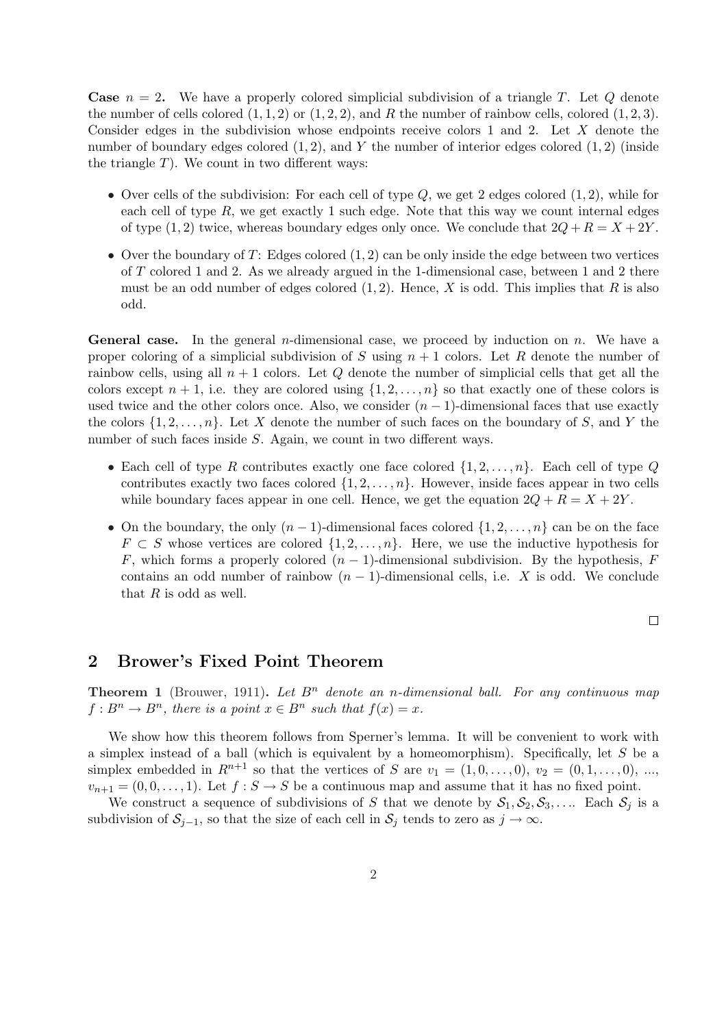**Case $n = 2$.** We have a properly colored simplicial subdivision of a triangle $T$. Let $Q$ denote the number of cells colored $(1,1,2)$ or $(1,2,2)$, and $R$ the number of rainbow cells, colored $(1,2,3)$. Consider edges in the subdivision whose endpoints receive colors 1 and 2. Let $X$ denote the number of boundary edges colored $(1,2)$, and $Y$ the number of interior edges colored $(1,2)$ (inside the triangle $T$). We count in two different ways:

- Over cells of the subdivision: For each cell of type $Q$, we get 2 edges colored $(1,2)$, while for each cell of type $R$, we get exactly 1 such edge. Note that this way we count internal edges of type $(1,2)$ twice, whereas boundary edges only once. We conclude that $2Q + R = X + 2Y$.
- Over the boundary of $T$: Edges colored $(1,2)$ can be only inside the edge between two vertices of $T$ colored 1 and 2. As we already argued in the 1-dimensional case, between 1 and 2 there must be an odd number of edges colored $(1,2)$. Hence, $X$ is odd. This implies that $R$ is also odd.

**General case.** In the general $n$-dimensional case, we proceed by induction on $n$. We have a proper coloring of a simplicial subdivision of $S$ using $n+1$ colors. Let $R$ denote the number of rainbow cells, using all $n+1$ colors. Let $Q$ denote the number of simplicial cells that get all the colors except $n+1$, i.e. they are colored using $\{1, 2, \ldots, n\}$ so that exactly one of these colors is used twice and the other colors once. Also, we consider $(n-1)$-dimensional faces that use exactly the colors $\{1, 2, \ldots, n\}$. Let $X$ denote the number of such faces on the boundary of $S$, and $Y$ the number of such faces inside $S$. Again, we count in two different ways.

- Each cell of type $R$ contributes exactly one face colored $\{1, 2, \ldots, n\}$. Each cell of type $Q$ contributes exactly two faces colored $\{1, 2, \ldots, n\}$. However, inside faces appear in two cells while boundary faces appear in one cell. Hence, we get the equation $2Q + R = X + 2Y$.
- On the boundary, the only $(n-1)$-dimensional faces colored $\{1, 2, \ldots, n\}$ can be on the face $F \subset S$ whose vertices are colored $\{1, 2, \ldots, n\}$. Here, we use the inductive hypothesis for $F$, which forms a properly colored $(n-1)$-dimensional subdivision. By the hypothesis, $F$ contains an odd number of rainbow $(n-1)$-dimensional cells, i.e. $X$ is odd. We conclude that $R$ is odd as well.

□

## 2 Brower's Fixed Point Theorem

**Theorem 1** (Brouwer, 1911)**.** *Let $B^n$ denote an $n$-dimensional ball. For any continuous map $f : B^n \to B^n$, there is a point $x \in B^n$ such that $f(x) = x$.*

We show how this theorem follows from Sperner's lemma. It will be convenient to work with a simplex instead of a ball (which is equivalent by a homeomorphism). Specifically, let $S$ be a simplex embedded in $R^{n+1}$ so that the vertices of $S$ are $v_1 = (1, 0, \ldots, 0)$, $v_2 = (0, 1, \ldots, 0)$, ..., $v_{n+1} = (0, 0, \ldots, 1)$. Let $f : S \to S$ be a continuous map and assume that it has no fixed point.

We construct a sequence of subdivisions of $S$ that we denote by $\mathcal{S}_1, \mathcal{S}_2, \mathcal{S}_3, \ldots$. Each $\mathcal{S}_j$ is a subdivision of $\mathcal{S}_{j-1}$, so that the size of each cell in $\mathcal{S}_j$ tends to zero as $j \to \infty$.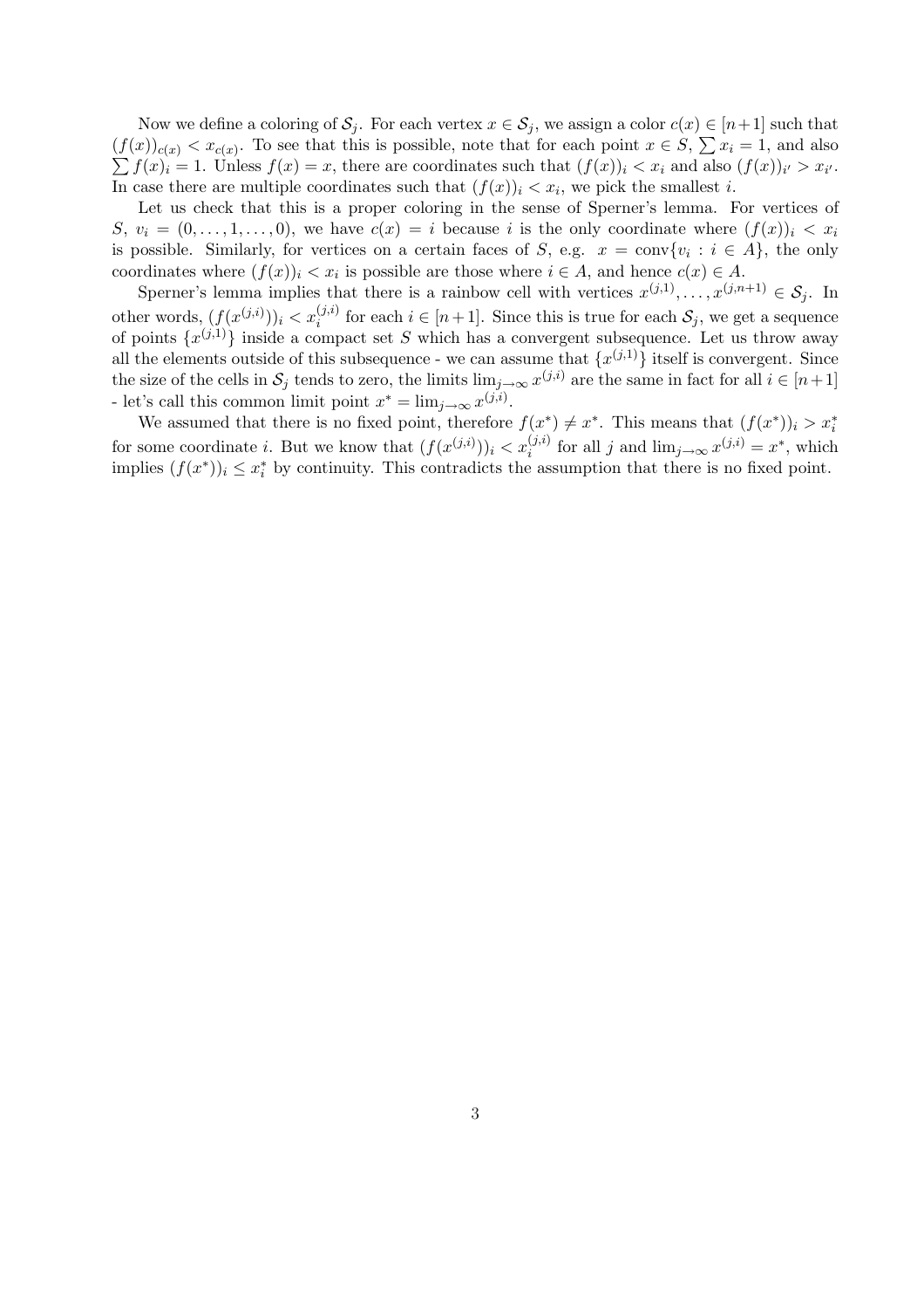Now we define a coloring of $\mathcal{S}_j$. For each vertex $x \in \mathcal{S}_j$, we assign a color $c(x) \in [n+1]$ such that $(f(x))_{c(x)} < x_{c(x)}$. To see that this is possible, note that for each point $x \in S$, $\sum x_i = 1$, and also $\sum f(x)_i = 1$. Unless $f(x) = x$, there are coordinates such that $(f(x))_i < x_i$ and also $(f(x))_{i'} > x_{i'}$. In case there are multiple coordinates such that $(f(x))_i < x_i$, we pick the smallest $i$.

Let us check that this is a proper coloring in the sense of Sperner's lemma. For vertices of $S$, $v_i = (0, \ldots, 1, \ldots, 0)$, we have $c(x) = i$ because $i$ is the only coordinate where $(f(x))_i < x_i$ is possible. Similarly, for vertices on a certain faces of $S$, e.g. $x = \text{conv}\{v_i : i \in A\}$, the only coordinates where $(f(x))_i < x_i$ is possible are those where $i \in A$, and hence $c(x) \in A$.

Sperner's lemma implies that there is a rainbow cell with vertices $x^{(j,1)}, \ldots, x^{(j,n+1)} \in \mathcal{S}_j$. In other words, $(f(x^{(j,i)}))_i < x_i^{(j,i)}$ for each $i \in [n+1]$. Since this is true for each $\mathcal{S}_j$, we get a sequence of points $\{x^{(j,1)}\}$ inside a compact set $S$ which has a convergent subsequence. Let us throw away all the elements outside of this subsequence - we can assume that $\{x^{(j,1)}\}$ itself is convergent. Since the size of the cells in $\mathcal{S}_j$ tends to zero, the limits $\lim_{j\to\infty} x^{(j,i)}$ are the same in fact for all $i \in [n+1]$ - let's call this common limit point $x^* = \lim_{j\to\infty} x^{(j,i)}$.

We assumed that there is no fixed point, therefore $f(x^*) \neq x^*$. This means that $(f(x^*))_i > x_i^*$ for some coordinate $i$. But we know that $(f(x^{(j,i)}))_i < x_i^{(j,i)}$ for all $j$ and $\lim_{j\to\infty} x^{(j,i)} = x^*$, which implies $(f(x^*))_i \leq x_i^*$ by continuity. This contradicts the assumption that there is no fixed point.